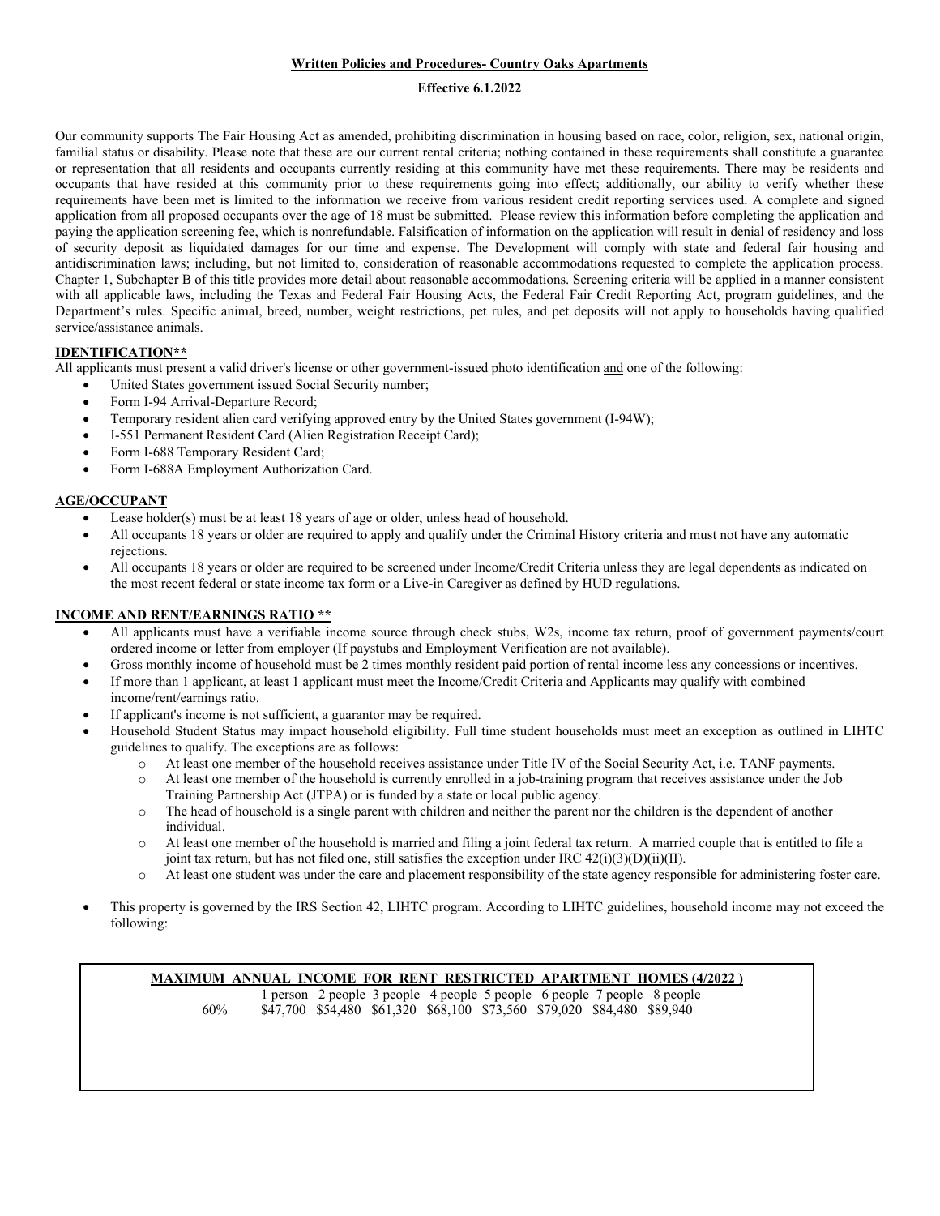**Written Policies and Procedures- Country Oaks Apartments**

**Effective 6.1.2022**

Our community supports The Fair Housing Act as amended, prohibiting discrimination in housing based on race, color, religion, sex, national origin, familial status or disability. Please note that these are our current rental criteria; nothing contained in these requirements shall constitute a guarantee or representation that all residents and occupants currently residing at this community have met these requirements. There may be residents and occupants that have resided at this community prior to these requirements going into effect; additionally, our ability to verify whether these requirements have been met is limited to the information we receive from various resident credit reporting services used. A complete and signed application from all proposed occupants over the age of 18 must be submitted. Please review this information before completing the application and paying the application screening fee, which is nonrefundable. Falsification of information on the application will result in denial of residency and loss of security deposit as liquidated damages for our time and expense. The Development will comply with state and federal fair housing and antidiscrimination laws; including, but not limited to, consideration of reasonable accommodations requested to complete the application process. Chapter 1, Subchapter B of this title provides more detail about reasonable accommodations. Screening criteria will be applied in a manner consistent with all applicable laws, including the Texas and Federal Fair Housing Acts, the Federal Fair Credit Reporting Act, program guidelines, and the Department's rules. Specific animal, breed, number, weight restrictions, pet rules, and pet deposits will not apply to households having qualified service/assistance animals.

**IDENTIFICATION****

All applicants must present a valid driver's license or other government-issued photo identification and one of the following:

- United States government issued Social Security number;
- Form I-94 Arrival-Departure Record;
- Temporary resident alien card verifying approved entry by the United States government (I-94W);
- I-551 Permanent Resident Card (Alien Registration Receipt Card);
- Form I-688 Temporary Resident Card;
- Form I-688A Employment Authorization Card.

**AGE/OCCUPANT**

- Lease holder(s) must be at least 18 years of age or older, unless head of household.
- All occupants 18 years or older are required to apply and qualify under the Criminal History criteria and must not have any automatic rejections.
- All occupants 18 years or older are required to be screened under Income/Credit Criteria unless they are legal dependents as indicated on the most recent federal or state income tax form or a Live-in Caregiver as defined by HUD regulations.

**INCOME AND RENT/EARNINGS RATIO ****

- All applicants must have a verifiable income source through check stubs, W2s, income tax return, proof of government payments/court ordered income or letter from employer (If paystubs and Employment Verification are not available).
- Gross monthly income of household must be 2 times monthly resident paid portion of rental income less any concessions or incentives.
- If more than 1 applicant, at least 1 applicant must meet the Income/Credit Criteria and Applicants may qualify with combined income/rent/earnings ratio.
- If applicant's income is not sufficient, a guarantor may be required.
- Household Student Status may impact household eligibility. Full time student households must meet an exception as outlined in LIHTC guidelines to qualify. The exceptions are as follows:
  - At least one member of the household receives assistance under Title IV of the Social Security Act, i.e. TANF payments.
  - At least one member of the household is currently enrolled in a job-training program that receives assistance under the Job Training Partnership Act (JTPA) or is funded by a state or local public agency.
  - The head of household is a single parent with children and neither the parent nor the children is the dependent of another individual.
  - At least one member of the household is married and filing a joint federal tax return. A married couple that is entitled to file a joint tax return, but has not filed one, still satisfies the exception under IRC 42(i)(3)(D)(ii)(II).
  - At least one student was under the care and placement responsibility of the state agency responsible for administering foster care.
- This property is governed by the IRS Section 42, LIHTC program. According to LIHTC guidelines, household income may not exceed the following:

**MAXIMUM ANNUAL INCOME FOR RENT RESTRICTED APARTMENT HOMES (4/2022 )**

| | 1 person | 2 people | 3 people | 4 people | 5 people | 6 people | 7 people | 8 people |
|---|---|---|---|---|---|---|---|---|
| 60% | $47,700 | $54,480 | $61,320 | $68,100 | $73,560 | $79,020 | $84,480 | $89,940 |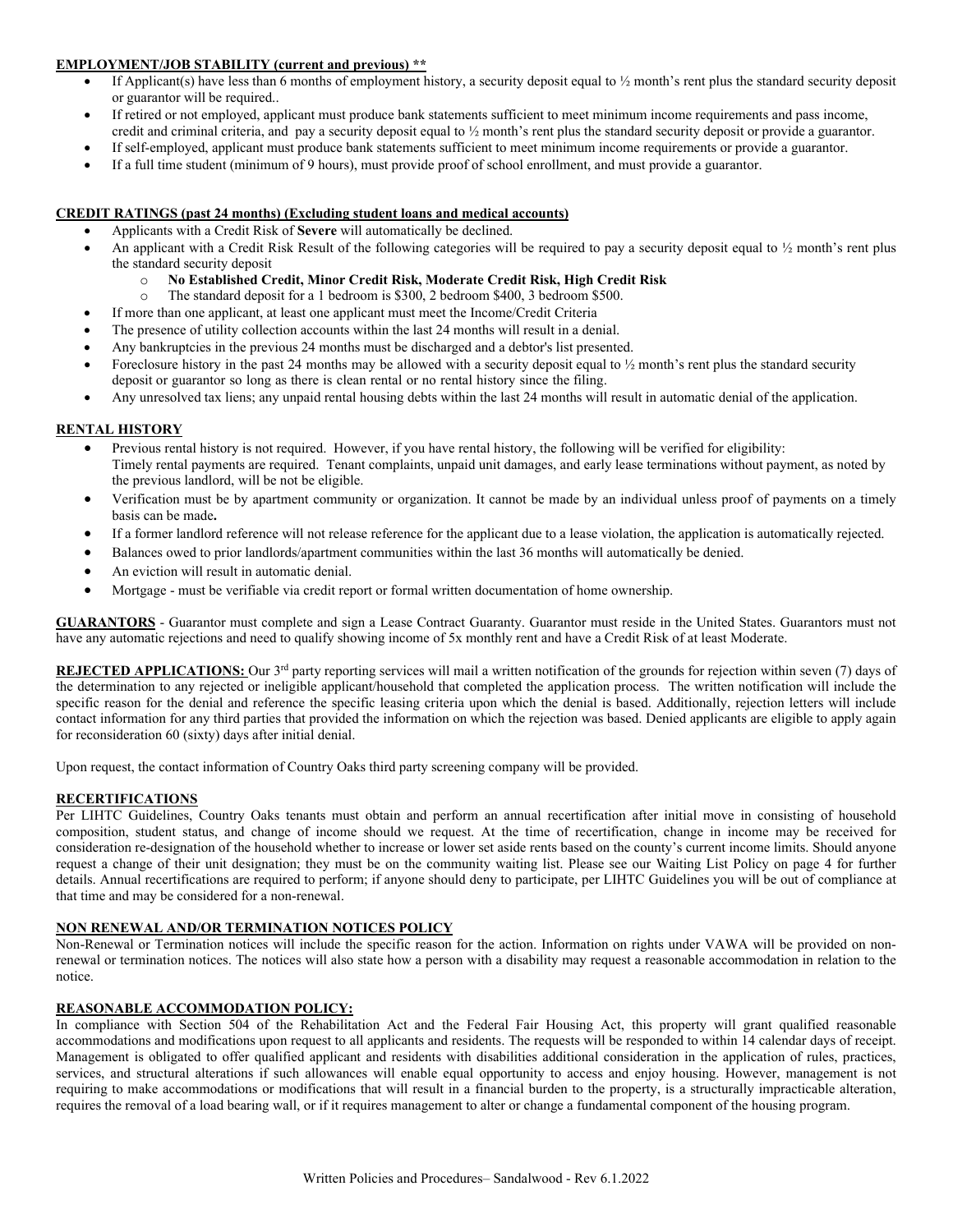**EMPLOYMENT/JOB STABILITY (current and previous) \*\***

- If Applicant(s) have less than 6 months of employment history, a security deposit equal to ½ month's rent plus the standard security deposit or guarantor will be required..
- If retired or not employed, applicant must produce bank statements sufficient to meet minimum income requirements and pass income, credit and criminal criteria, and pay a security deposit equal to ½ month's rent plus the standard security deposit or provide a guarantor.
- If self-employed, applicant must produce bank statements sufficient to meet minimum income requirements or provide a guarantor.
- If a full time student (minimum of 9 hours), must provide proof of school enrollment, and must provide a guarantor.

**CREDIT RATINGS (past 24 months) (Excluding student loans and medical accounts)**

- Applicants with a Credit Risk of **Severe** will automatically be declined.
- An applicant with a Credit Risk Result of the following categories will be required to pay a security deposit equal to ½ month's rent plus the standard security deposit
  - **No Established Credit, Minor Credit Risk, Moderate Credit Risk, High Credit Risk**
  - The standard deposit for a 1 bedroom is $300, 2 bedroom $400, 3 bedroom $500.
- If more than one applicant, at least one applicant must meet the Income/Credit Criteria
- The presence of utility collection accounts within the last 24 months will result in a denial.
- Any bankruptcies in the previous 24 months must be discharged and a debtor's list presented.
- Foreclosure history in the past 24 months may be allowed with a security deposit equal to ½ month's rent plus the standard security deposit or guarantor so long as there is clean rental or no rental history since the filing.
- Any unresolved tax liens; any unpaid rental housing debts within the last 24 months will result in automatic denial of the application.

**RENTAL HISTORY**

- Previous rental history is not required. However, if you have rental history, the following will be verified for eligibility: Timely rental payments are required. Tenant complaints, unpaid unit damages, and early lease terminations without payment, as noted by the previous landlord, will be not be eligible.
- Verification must be by apartment community or organization. It cannot be made by an individual unless proof of payments on a timely basis can be made**.**
- If a former landlord reference will not release reference for the applicant due to a lease violation, the application is automatically rejected.
- Balances owed to prior landlords/apartment communities within the last 36 months will automatically be denied.
- An eviction will result in automatic denial.
- Mortgage - must be verifiable via credit report or formal written documentation of home ownership.

**GUARANTORS** - Guarantor must complete and sign a Lease Contract Guaranty. Guarantor must reside in the United States. Guarantors must not have any automatic rejections and need to qualify showing income of 5x monthly rent and have a Credit Risk of at least Moderate.

**REJECTED APPLICATIONS:** Our 3rd party reporting services will mail a written notification of the grounds for rejection within seven (7) days of the determination to any rejected or ineligible applicant/household that completed the application process. The written notification will include the specific reason for the denial and reference the specific leasing criteria upon which the denial is based. Additionally, rejection letters will include contact information for any third parties that provided the information on which the rejection was based. Denied applicants are eligible to apply again for reconsideration 60 (sixty) days after initial denial.

Upon request, the contact information of Country Oaks third party screening company will be provided.

**RECERTIFICATIONS**

Per LIHTC Guidelines, Country Oaks tenants must obtain and perform an annual recertification after initial move in consisting of household composition, student status, and change of income should we request. At the time of recertification, change in income may be received for consideration re-designation of the household whether to increase or lower set aside rents based on the county's current income limits. Should anyone request a change of their unit designation; they must be on the community waiting list. Please see our Waiting List Policy on page 4 for further details. Annual recertifications are required to perform; if anyone should deny to participate, per LIHTC Guidelines you will be out of compliance at that time and may be considered for a non-renewal.

**NON RENEWAL AND/OR TERMINATION NOTICES POLICY**

Non-Renewal or Termination notices will include the specific reason for the action. Information on rights under VAWA will be provided on non-renewal or termination notices. The notices will also state how a person with a disability may request a reasonable accommodation in relation to the notice.

**REASONABLE ACCOMMODATION POLICY:**

In compliance with Section 504 of the Rehabilitation Act and the Federal Fair Housing Act, this property will grant qualified reasonable accommodations and modifications upon request to all applicants and residents. The requests will be responded to within 14 calendar days of receipt. Management is obligated to offer qualified applicant and residents with disabilities additional consideration in the application of rules, practices, services, and structural alterations if such allowances will enable equal opportunity to access and enjoy housing. However, management is not requiring to make accommodations or modifications that will result in a financial burden to the property, is a structurally impracticable alteration, requires the removal of a load bearing wall, or if it requires management to alter or change a fundamental component of the housing program.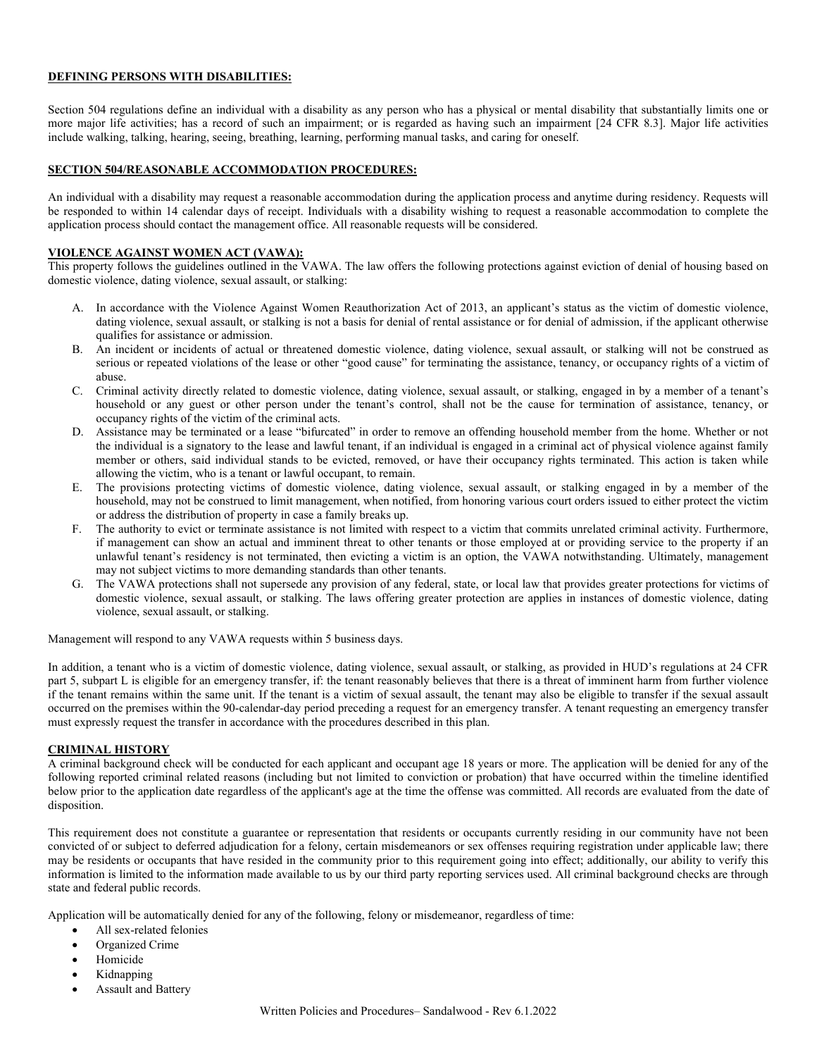**DEFINING PERSONS WITH DISABILITIES:**

Section 504 regulations define an individual with a disability as any person who has a physical or mental disability that substantially limits one or more major life activities; has a record of such an impairment; or is regarded as having such an impairment [24 CFR 8.3]. Major life activities include walking, talking, hearing, seeing, breathing, learning, performing manual tasks, and caring for oneself.

**SECTION 504/REASONABLE ACCOMMODATION PROCEDURES:**

An individual with a disability may request a reasonable accommodation during the application process and anytime during residency. Requests will be responded to within 14 calendar days of receipt. Individuals with a disability wishing to request a reasonable accommodation to complete the application process should contact the management office. All reasonable requests will be considered.

**VIOLENCE AGAINST WOMEN ACT (VAWA):**

This property follows the guidelines outlined in the VAWA. The law offers the following protections against eviction of denial of housing based on domestic violence, dating violence, sexual assault, or stalking:

A. In accordance with the Violence Against Women Reauthorization Act of 2013, an applicant's status as the victim of domestic violence, dating violence, sexual assault, or stalking is not a basis for denial of rental assistance or for denial of admission, if the applicant otherwise qualifies for assistance or admission.
B. An incident or incidents of actual or threatened domestic violence, dating violence, sexual assault, or stalking will not be construed as serious or repeated violations of the lease or other "good cause" for terminating the assistance, tenancy, or occupancy rights of a victim of abuse.
C. Criminal activity directly related to domestic violence, dating violence, sexual assault, or stalking, engaged in by a member of a tenant's household or any guest or other person under the tenant's control, shall not be the cause for termination of assistance, tenancy, or occupancy rights of the victim of the criminal acts.
D. Assistance may be terminated or a lease "bifurcated" in order to remove an offending household member from the home. Whether or not the individual is a signatory to the lease and lawful tenant, if an individual is engaged in a criminal act of physical violence against family member or others, said individual stands to be evicted, removed, or have their occupancy rights terminated. This action is taken while allowing the victim, who is a tenant or lawful occupant, to remain.
E. The provisions protecting victims of domestic violence, dating violence, sexual assault, or stalking engaged in by a member of the household, may not be construed to limit management, when notified, from honoring various court orders issued to either protect the victim or address the distribution of property in case a family breaks up.
F. The authority to evict or terminate assistance is not limited with respect to a victim that commits unrelated criminal activity. Furthermore, if management can show an actual and imminent threat to other tenants or those employed at or providing service to the property if an unlawful tenant's residency is not terminated, then evicting a victim is an option, the VAWA notwithstanding. Ultimately, management may not subject victims to more demanding standards than other tenants.
G. The VAWA protections shall not supersede any provision of any federal, state, or local law that provides greater protections for victims of domestic violence, sexual assault, or stalking. The laws offering greater protection are applies in instances of domestic violence, dating violence, sexual assault, or stalking.

Management will respond to any VAWA requests within 5 business days.

In addition, a tenant who is a victim of domestic violence, dating violence, sexual assault, or stalking, as provided in HUD's regulations at 24 CFR part 5, subpart L is eligible for an emergency transfer, if: the tenant reasonably believes that there is a threat of imminent harm from further violence if the tenant remains within the same unit. If the tenant is a victim of sexual assault, the tenant may also be eligible to transfer if the sexual assault occurred on the premises within the 90-calendar-day period preceding a request for an emergency transfer. A tenant requesting an emergency transfer must expressly request the transfer in accordance with the procedures described in this plan.

**CRIMINAL HISTORY**

A criminal background check will be conducted for each applicant and occupant age 18 years or more. The application will be denied for any of the following reported criminal related reasons (including but not limited to conviction or probation) that have occurred within the timeline identified below prior to the application date regardless of the applicant's age at the time the offense was committed. All records are evaluated from the date of disposition.

This requirement does not constitute a guarantee or representation that residents or occupants currently residing in our community have not been convicted of or subject to deferred adjudication for a felony, certain misdemeanors or sex offenses requiring registration under applicable law; there may be residents or occupants that have resided in the community prior to this requirement going into effect; additionally, our ability to verify this information is limited to the information made available to us by our third party reporting services used. All criminal background checks are through state and federal public records.

Application will be automatically denied for any of the following, felony or misdemeanor, regardless of time:

- All sex-related felonies
- Organized Crime
- Homicide
- Kidnapping
- Assault and Battery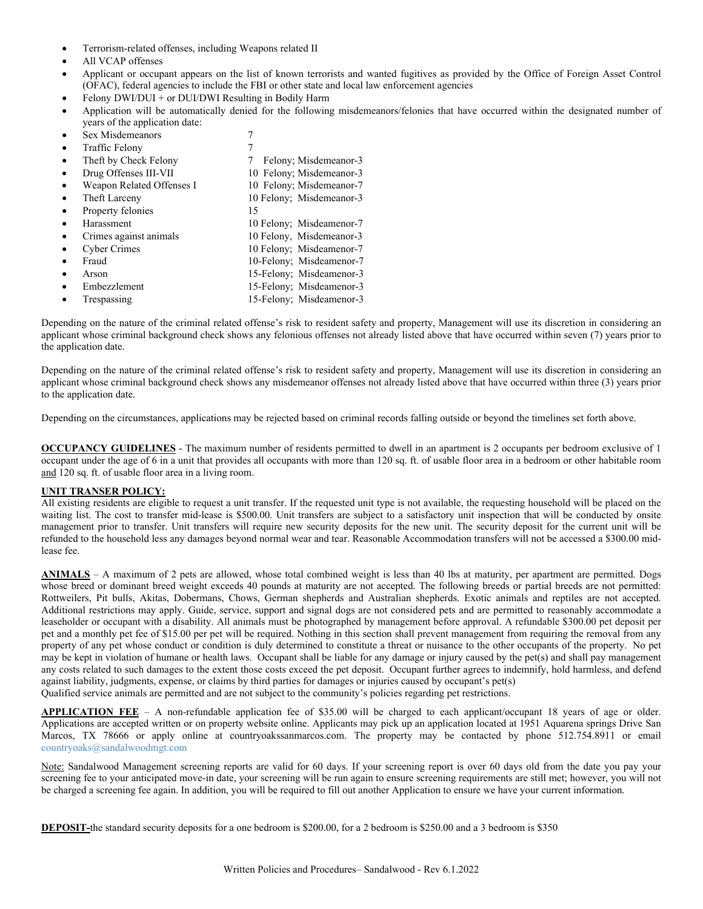- Terrorism-related offenses, including Weapons related II
- All VCAP offenses
- Applicant or occupant appears on the list of known terrorists and wanted fugitives as provided by the Office of Foreign Asset Control (OFAC), federal agencies to include the FBI or other state and local law enforcement agencies
- Felony DWI/DUI + or DUI/DWI Resulting in Bodily Harm
- Application will be automatically denied for the following misdemeanors/felonies that have occurred within the designated number of years of the application date:

| Offense | Years |
|---|---|
| Sex Misdemeanors | 7 |
| Traffic Felony | 7 |
| Theft by Check Felony | 7 Felony; Misdemeanor-3 |
| Drug Offenses III-VII | 10 Felony; Misdemeanor-3 |
| Weapon Related Offenses I | 10 Felony; Misdemeanor-7 |
| Theft Larceny | 10 Felony; Misdemeanor-3 |
| Property felonies | 15 |
| Harassment | 10 Felony; Misdeamenor-7 |
| Crimes against animals | 10 Felony, Misdemeanor-3 |
| Cyber Crimes | 10 Felony; Misdeamenor-7 |
| Fraud | 10-Felony; Misdeamenor-7 |
| Arson | 15-Felony; Misdeamenor-3 |
| Embezzlement | 15-Felony; Misdeamenor-3 |
| Trespassing | 15-Felony; Misdeamenor-3 |

Depending on the nature of the criminal related offense's risk to resident safety and property, Management will use its discretion in considering an applicant whose criminal background check shows any felonious offenses not already listed above that have occurred within seven (7) years prior to the application date.

Depending on the nature of the criminal related offense's risk to resident safety and property, Management will use its discretion in considering an applicant whose criminal background check shows any misdemeanor offenses not already listed above that have occurred within three (3) years prior to the application date.

Depending on the circumstances, applications may be rejected based on criminal records falling outside or beyond the timelines set forth above.

**OCCUPANCY GUIDELINES** - The maximum number of residents permitted to dwell in an apartment is 2 occupants per bedroom exclusive of 1 occupant under the age of 6 in a unit that provides all occupants with more than 120 sq. ft. of usable floor area in a bedroom or other habitable room and 120 sq. ft. of usable floor area in a living room.

**UNIT TRANSER POLICY:**

All existing residents are eligible to request a unit transfer. If the requested unit type is not available, the requesting household will be placed on the waiting list. The cost to transfer mid-lease is $500.00. Unit transfers are subject to a satisfactory unit inspection that will be conducted by onsite management prior to transfer. Unit transfers will require new security deposits for the new unit. The security deposit for the current unit will be refunded to the household less any damages beyond normal wear and tear. Reasonable Accommodation transfers will not be accessed a $300.00 mid-lease fee.

**ANIMALS** – A maximum of 2 pets are allowed, whose total combined weight is less than 40 lbs at maturity, per apartment are permitted. Dogs whose breed or dominant breed weight exceeds 40 pounds at maturity are not accepted. The following breeds or partial breeds are not permitted: Rottweilers, Pit bulls, Akitas, Dobermans, Chows, German shepherds and Australian shepherds. Exotic animals and reptiles are not accepted. Additional restrictions may apply. Guide, service, support and signal dogs are not considered pets and are permitted to reasonably accommodate a leaseholder or occupant with a disability. All animals must be photographed by management before approval. A refundable $300.00 pet deposit per pet and a monthly pet fee of $15.00 per pet will be required. Nothing in this section shall prevent management from requiring the removal from any property of any pet whose conduct or condition is duly determined to constitute a threat or nuisance to the other occupants of the property. No pet may be kept in violation of humane or health laws. Occupant shall be liable for any damage or injury caused by the pet(s) and shall pay management any costs related to such damages to the extent those costs exceed the pet deposit. Occupant further agrees to indemnify, hold harmless, and defend against liability, judgments, expense, or claims by third parties for damages or injuries caused by occupant's pet(s)

Qualified service animals are permitted and are not subject to the community's policies regarding pet restrictions.

**APPLICATION FEE** – A non-refundable application fee of $35.00 will be charged to each applicant/occupant 18 years of age or older. Applications are accepted written or on property website online. Applicants may pick up an application located at 1951 Aquarena springs Drive San Marcos, TX 78666 or apply online at countryoakssanmarcos.com. The property may be contacted by phone 512.754.8911 or email countryoaks@sandalwoodmgt.com

Note: Sandalwood Management screening reports are valid for 60 days. If your screening report is over 60 days old from the date you pay your screening fee to your anticipated move-in date, your screening will be run again to ensure screening requirements are still met; however, you will not be charged a screening fee again. In addition, you will be required to fill out another Application to ensure we have your current information.

**DEPOSIT-**the standard security deposits for a one bedroom is $200.00, for a 2 bedroom is $250.00 and a 3 bedroom is $350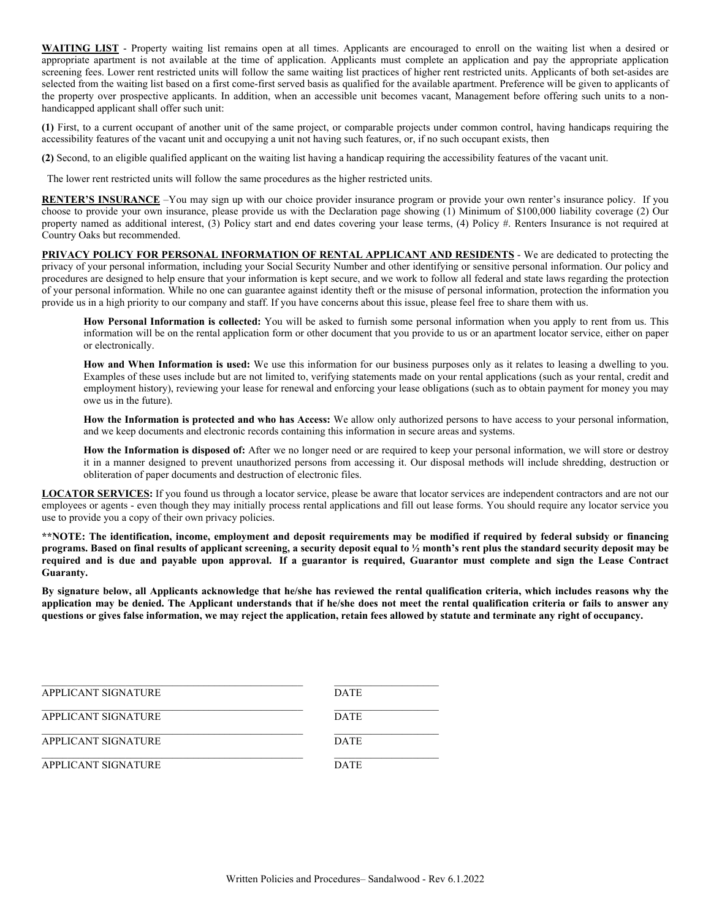**WAITING LIST** - Property waiting list remains open at all times. Applicants are encouraged to enroll on the waiting list when a desired or appropriate apartment is not available at the time of application. Applicants must complete an application and pay the appropriate application screening fees. Lower rent restricted units will follow the same waiting list practices of higher rent restricted units. Applicants of both set-asides are selected from the waiting list based on a first come-first served basis as qualified for the available apartment. Preference will be given to applicants of the property over prospective applicants. In addition, when an accessible unit becomes vacant, Management before offering such units to a non-handicapped applicant shall offer such unit:

**(1)** First, to a current occupant of another unit of the same project, or comparable projects under common control, having handicaps requiring the accessibility features of the vacant unit and occupying a unit not having such features, or, if no such occupant exists, then

**(2)** Second, to an eligible qualified applicant on the waiting list having a handicap requiring the accessibility features of the vacant unit.

The lower rent restricted units will follow the same procedures as the higher restricted units.

**RENTER'S INSURANCE** –You may sign up with our choice provider insurance program or provide your own renter's insurance policy. If you choose to provide your own insurance, please provide us with the Declaration page showing (1) Minimum of $100,000 liability coverage (2) Our property named as additional interest, (3) Policy start and end dates covering your lease terms, (4) Policy #. Renters Insurance is not required at Country Oaks but recommended.

**PRIVACY POLICY FOR PERSONAL INFORMATION OF RENTAL APPLICANT AND RESIDENTS** - We are dedicated to protecting the privacy of your personal information, including your Social Security Number and other identifying or sensitive personal information. Our policy and procedures are designed to help ensure that your information is kept secure, and we work to follow all federal and state laws regarding the protection of your personal information. While no one can guarantee against identity theft or the misuse of personal information, protection the information you provide us in a high priority to our company and staff. If you have concerns about this issue, please feel free to share them with us.

**How Personal Information is collected:** You will be asked to furnish some personal information when you apply to rent from us. This information will be on the rental application form or other document that you provide to us or an apartment locator service, either on paper or electronically.

**How and When Information is used:** We use this information for our business purposes only as it relates to leasing a dwelling to you. Examples of these uses include but are not limited to, verifying statements made on your rental applications (such as your rental, credit and employment history), reviewing your lease for renewal and enforcing your lease obligations (such as to obtain payment for money you may owe us in the future).

**How the Information is protected and who has Access:** We allow only authorized persons to have access to your personal information, and we keep documents and electronic records containing this information in secure areas and systems.

**How the Information is disposed of:** After we no longer need or are required to keep your personal information, we will store or destroy it in a manner designed to prevent unauthorized persons from accessing it. Our disposal methods will include shredding, destruction or obliteration of paper documents and destruction of electronic files.

**LOCATOR SERVICES:** If you found us through a locator service, please be aware that locator services are independent contractors and are not our employees or agents - even though they may initially process rental applications and fill out lease forms. You should require any locator service you use to provide you a copy of their own privacy policies.

**\*\*NOTE: The identification, income, employment and deposit requirements may be modified if required by federal subsidy or financing programs. Based on final results of applicant screening, a security deposit equal to ½ month's rent plus the standard security deposit may be required and is due and payable upon approval. If a guarantor is required, Guarantor must complete and sign the Lease Contract Guaranty.**

**By signature below, all Applicants acknowledge that he/she has reviewed the rental qualification criteria, which includes reasons why the application may be denied. The Applicant understands that if he/she does not meet the rental qualification criteria or fails to answer any questions or gives false information, we may reject the application, retain fees allowed by statute and terminate any right of occupancy.**

\_\_\_\_\_\_\_\_\_\_\_\_\_\_\_\_\_\_\_\_\_\_\_\_\_\_\_\_\_\_\_\_\_\_\_\_\_\_\_\_ \_\_\_\_\_\_\_\_\_\_\_\_\_\_\_\_\_
APPLICANT SIGNATURE DATE

\_\_\_\_\_\_\_\_\_\_\_\_\_\_\_\_\_\_\_\_\_\_\_\_\_\_\_\_\_\_\_\_\_\_\_\_\_\_\_\_ \_\_\_\_\_\_\_\_\_\_\_\_\_\_\_\_\_
APPLICANT SIGNATURE DATE

\_\_\_\_\_\_\_\_\_\_\_\_\_\_\_\_\_\_\_\_\_\_\_\_\_\_\_\_\_\_\_\_\_\_\_\_\_\_\_\_ \_\_\_\_\_\_\_\_\_\_\_\_\_\_\_\_\_
APPLICANT SIGNATURE DATE

\_\_\_\_\_\_\_\_\_\_\_\_\_\_\_\_\_\_\_\_\_\_\_\_\_\_\_\_\_\_\_\_\_\_\_\_\_\_\_\_ \_\_\_\_\_\_\_\_\_\_\_\_\_\_\_\_\_
APPLICANT SIGNATURE DATE